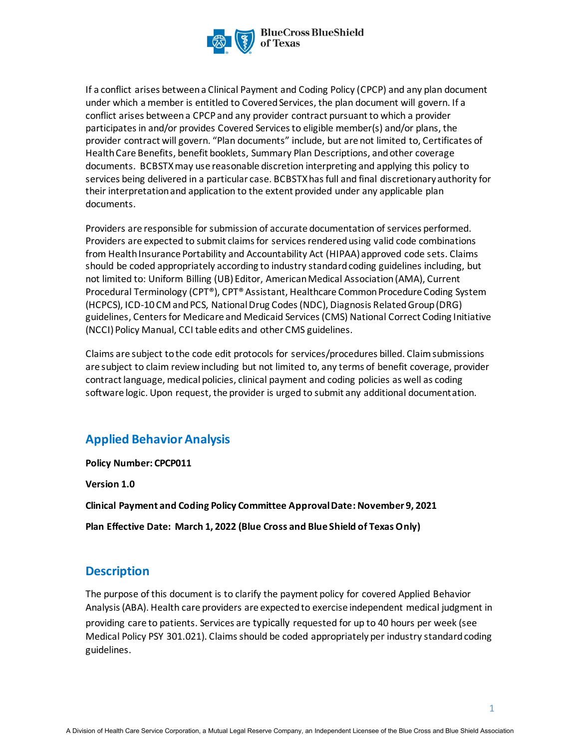If a conflict arises between a Clinical Payment and Coding Policy (CPCP) and any plan document under which a member is entitled to Covered Services, the plan document will govern. If a conflict arises between a CPCP and any provider contract pursuant to which a provider participates in and/or provides Covered Services to eligible member(s) and/or plans, the provider contract will govern. "Plan documents" include, but are not limited to, Certificates of Health Care Benefits, benefit booklets, Summary Plan Descriptions, and other coverage documents. BCBSTX may use reasonable discretion interpreting and applying this policy to services being delivered in a particular case. BCBSTX has full and final discretionary authority for their interpretation and application to the extent provided under any applicable plan documents.

Providers are responsible for submission of accurate documentation of services performed. Providers are expected to submit claims for services rendered using valid code combinations from Health Insurance Portability and Accountability Act (HIPAA) approved code sets. Claims should be coded appropriately according to industry standard coding guidelines including, but not limited to: Uniform Billing (UB) Editor, American Medical Association (AMA), Current Procedural Terminology (CPT®), CPT® Assistant, Healthcare Common Procedure Coding System (HCPCS), ICD-10 CM and PCS, National Drug Codes (NDC), Diagnosis Related Group (DRG) guidelines, Centers for Medicare and Medicaid Services (CMS) National Correct Coding Initiative (NCCI) Policy Manual, CCI table edits and other CMS guidelines.

Claims are subject to the code edit protocols for services/procedures billed. Claim submissions are subject to claim review including but not limited to, any terms of benefit coverage, provider contract language, medical policies, clinical payment and coding policies as well as coding software logic. Upon request, the provider is urged to submit any additional documentation.

## Applied Behavior Analysis

**Policy Number: CPCP011**

**Version 1.0**

**Clinical Payment and Coding Policy Committee Approval Date: November 9, 2021**

**Plan Effective Date: March 1, 2022 (Blue Cross and Blue Shield of Texas Only)**

## Description

The purpose of this document is to clarify the payment policy for covered Applied Behavior Analysis (ABA). Health care providers are expected to exercise independent medical judgment in providing care to patients. Services are typically requested for up to 40 hours per week (see Medical Policy PSY 301.021). Claims should be coded appropriately per industry standard coding guidelines.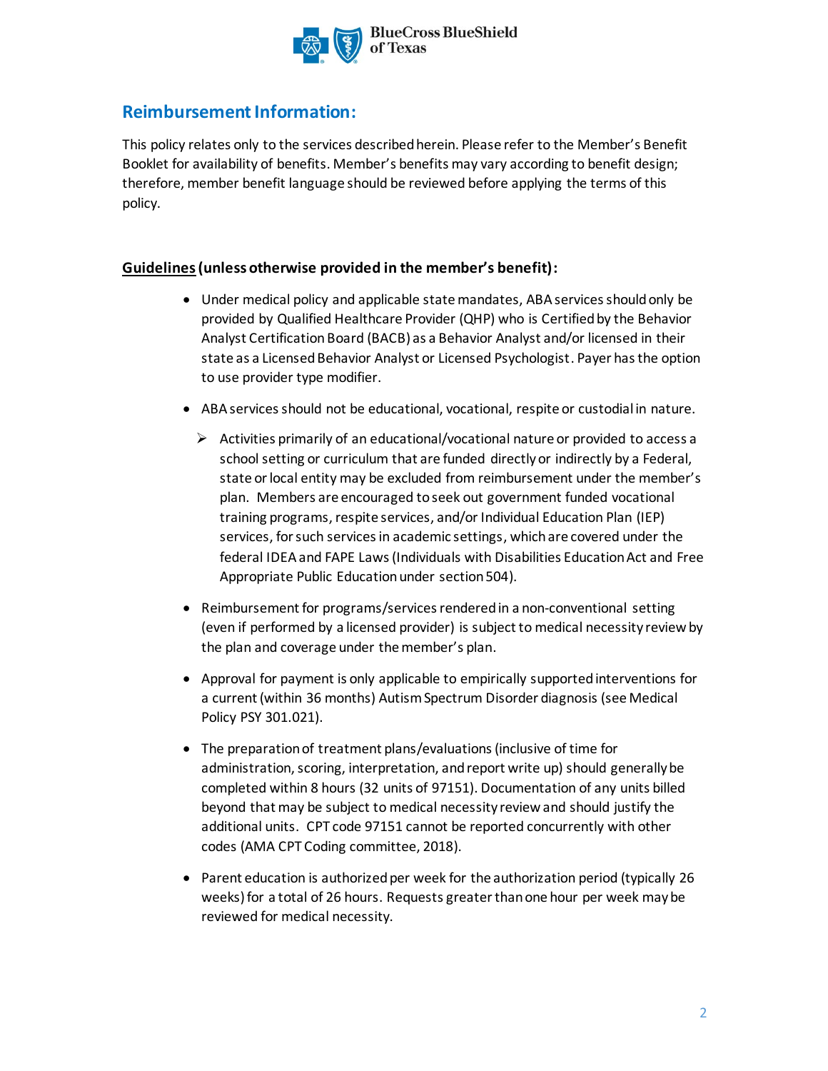## Reimbursement Information:

This policy relates only to the services described herein. Please refer to the Member's Benefit Booklet for availability of benefits. Member's benefits may vary according to benefit design; therefore, member benefit language should be reviewed before applying the terms of this policy.

**Guidelines (unless otherwise provided in the member's benefit):**

- Under medical policy and applicable state mandates, ABA services should only be provided by Qualified Healthcare Provider (QHP) who is Certified by the Behavior Analyst Certification Board (BACB) as a Behavior Analyst and/or licensed in their state as a Licensed Behavior Analyst or Licensed Psychologist. Payer has the option to use provider type modifier.
- ABA services should not be educational, vocational, respite or custodial in nature.
  - Activities primarily of an educational/vocational nature or provided to access a school setting or curriculum that are funded directly or indirectly by a Federal, state or local entity may be excluded from reimbursement under the member's plan. Members are encouraged to seek out government funded vocational training programs, respite services, and/or Individual Education Plan (IEP) services, for such services in academic settings, which are covered under the federal IDEA and FAPE Laws (Individuals with Disabilities Education Act and Free Appropriate Public Education under section 504).
- Reimbursement for programs/services rendered in a non-conventional setting (even if performed by a licensed provider) is subject to medical necessity review by the plan and coverage under the member's plan.
- Approval for payment is only applicable to empirically supported interventions for a current (within 36 months) Autism Spectrum Disorder diagnosis (see Medical Policy PSY 301.021).
- The preparation of treatment plans/evaluations (inclusive of time for administration, scoring, interpretation, and report write up) should generally be completed within 8 hours (32 units of 97151). Documentation of any units billed beyond that may be subject to medical necessity review and should justify the additional units. CPT code 97151 cannot be reported concurrently with other codes (AMA CPT Coding committee, 2018).
- Parent education is authorized per week for the authorization period (typically 26 weeks) for a total of 26 hours. Requests greater than one hour per week may be reviewed for medical necessity.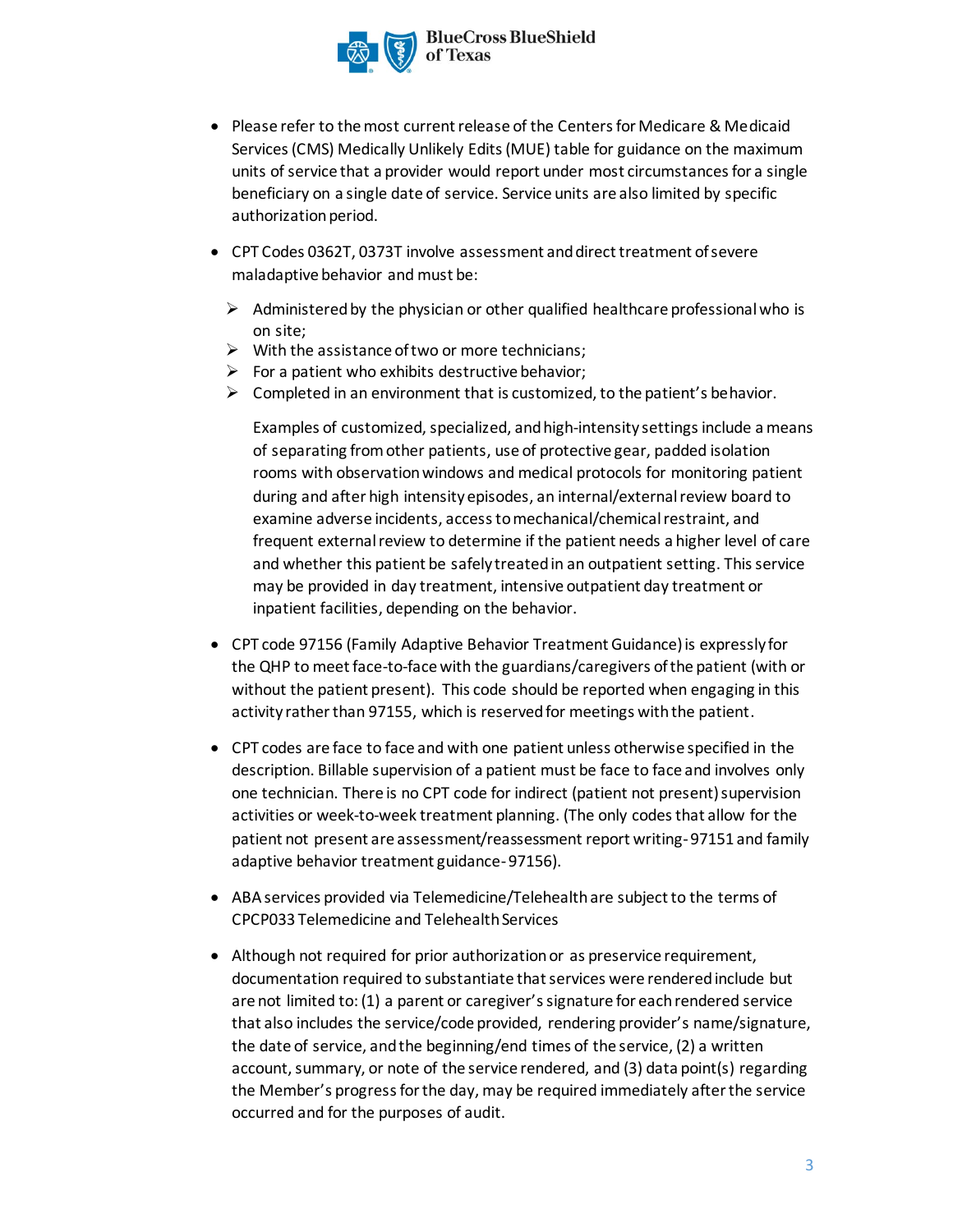- Please refer to the most current release of the Centers for Medicare & Medicaid Services (CMS) Medically Unlikely Edits (MUE) table for guidance on the maximum units of service that a provider would report under most circumstances for a single beneficiary on a single date of service. Service units are also limited by specific authorization period.

- CPT Codes 0362T, 0373T involve assessment and direct treatment of severe maladaptive behavior and must be:

  - Administered by the physician or other qualified healthcare professional who is on site;
  - With the assistance of two or more technicians;
  - For a patient who exhibits destructive behavior;
  - Completed in an environment that is customized, to the patient's behavior.

  Examples of customized, specialized, and high-intensity settings include a means of separating from other patients, use of protective gear, padded isolation rooms with observation windows and medical protocols for monitoring patient during and after high intensity episodes, an internal/external review board to examine adverse incidents, access to mechanical/chemical restraint, and frequent external review to determine if the patient needs a higher level of care and whether this patient be safely treated in an outpatient setting. This service may be provided in day treatment, intensive outpatient day treatment or inpatient facilities, depending on the behavior.

- CPT code 97156 (Family Adaptive Behavior Treatment Guidance) is expressly for the QHP to meet face-to-face with the guardians/caregivers of the patient (with or without the patient present). This code should be reported when engaging in this activity rather than 97155, which is reserved for meetings with the patient.

- CPT codes are face to face and with one patient unless otherwise specified in the description. Billable supervision of a patient must be face to face and involves only one technician. There is no CPT code for indirect (patient not present) supervision activities or week-to-week treatment planning. (The only codes that allow for the patient not present are assessment/reassessment report writing- 97151 and family adaptive behavior treatment guidance- 97156).

- ABA services provided via Telemedicine/Telehealth are subject to the terms of CPCP033 Telemedicine and Telehealth Services

- Although not required for prior authorization or as preservice requirement, documentation required to substantiate that services were rendered include but are not limited to: (1) a parent or caregiver's signature for each rendered service that also includes the service/code provided, rendering provider's name/signature, the date of service, and the beginning/end times of the service, (2) a written account, summary, or note of the service rendered, and (3) data point(s) regarding the Member's progress for the day, may be required immediately after the service occurred and for the purposes of audit.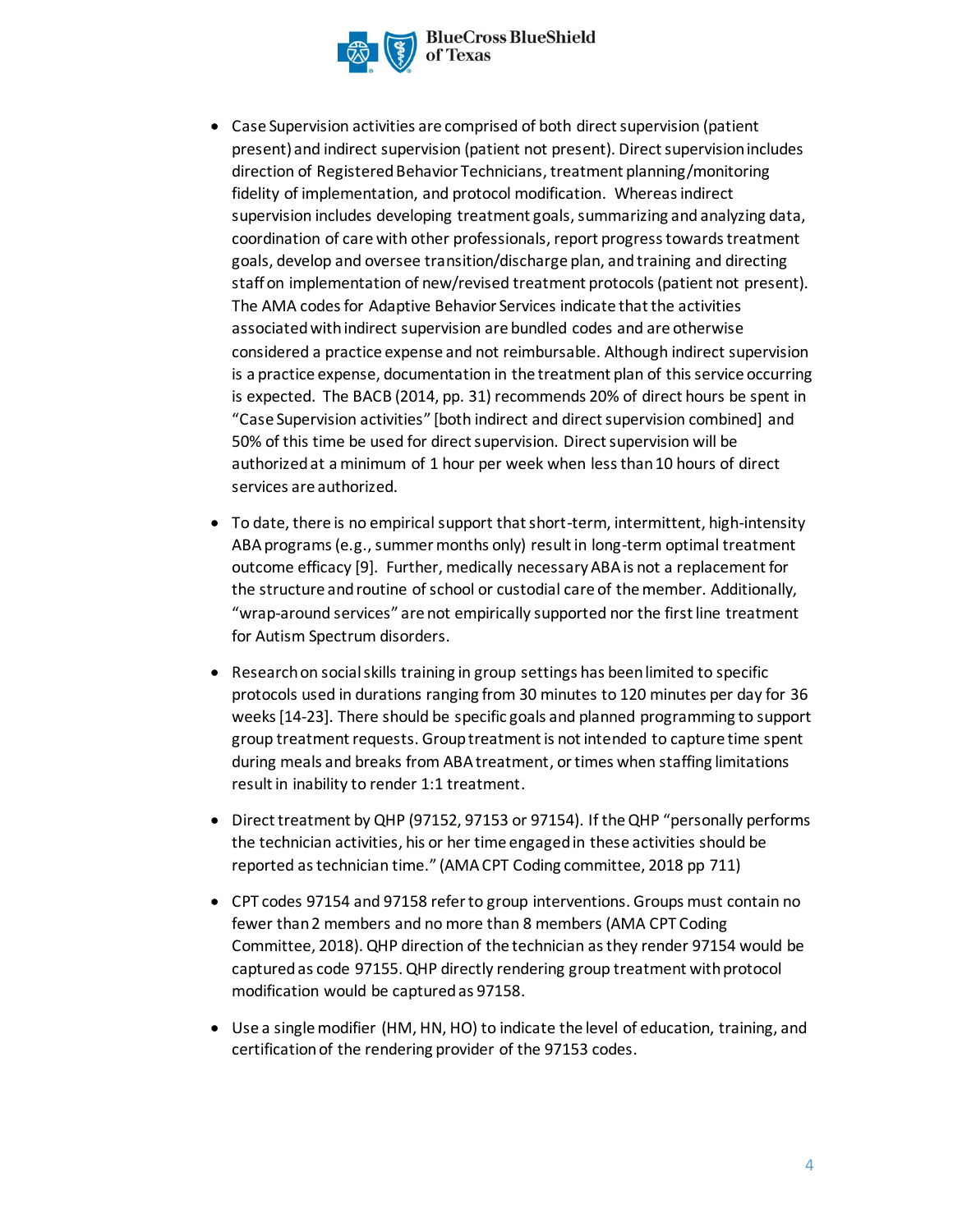- Case Supervision activities are comprised of both direct supervision (patient present) and indirect supervision (patient not present). Direct supervision includes direction of Registered Behavior Technicians, treatment planning/monitoring fidelity of implementation, and protocol modification. Whereas indirect supervision includes developing treatment goals, summarizing and analyzing data, coordination of care with other professionals, report progress towards treatment goals, develop and oversee transition/discharge plan, and training and directing staff on implementation of new/revised treatment protocols (patient not present). The AMA codes for Adaptive Behavior Services indicate that the activities associated with indirect supervision are bundled codes and are otherwise considered a practice expense and not reimbursable. Although indirect supervision is a practice expense, documentation in the treatment plan of this service occurring is expected. The BACB (2014, pp. 31) recommends 20% of direct hours be spent in "Case Supervision activities" [both indirect and direct supervision combined] and 50% of this time be used for direct supervision. Direct supervision will be authorized at a minimum of 1 hour per week when less than 10 hours of direct services are authorized.

- To date, there is no empirical support that short-term, intermittent, high-intensity ABA programs (e.g., summer months only) result in long-term optimal treatment outcome efficacy [9]. Further, medically necessary ABA is not a replacement for the structure and routine of school or custodial care of the member. Additionally, "wrap-around services" are not empirically supported nor the first line treatment for Autism Spectrum disorders.

- Research on social skills training in group settings has been limited to specific protocols used in durations ranging from 30 minutes to 120 minutes per day for 36 weeks [14-23]. There should be specific goals and planned programming to support group treatment requests. Group treatment is not intended to capture time spent during meals and breaks from ABA treatment, or times when staffing limitations result in inability to render 1:1 treatment.

- Direct treatment by QHP (97152, 97153 or 97154). If the QHP "personally performs the technician activities, his or her time engaged in these activities should be reported as technician time." (AMA CPT Coding committee, 2018 pp 711)

- CPT codes 97154 and 97158 refer to group interventions. Groups must contain no fewer than 2 members and no more than 8 members (AMA CPT Coding Committee, 2018). QHP direction of the technician as they render 97154 would be captured as code 97155. QHP directly rendering group treatment with protocol modification would be captured as 97158.

- Use a single modifier (HM, HN, HO) to indicate the level of education, training, and certification of the rendering provider of the 97153 codes.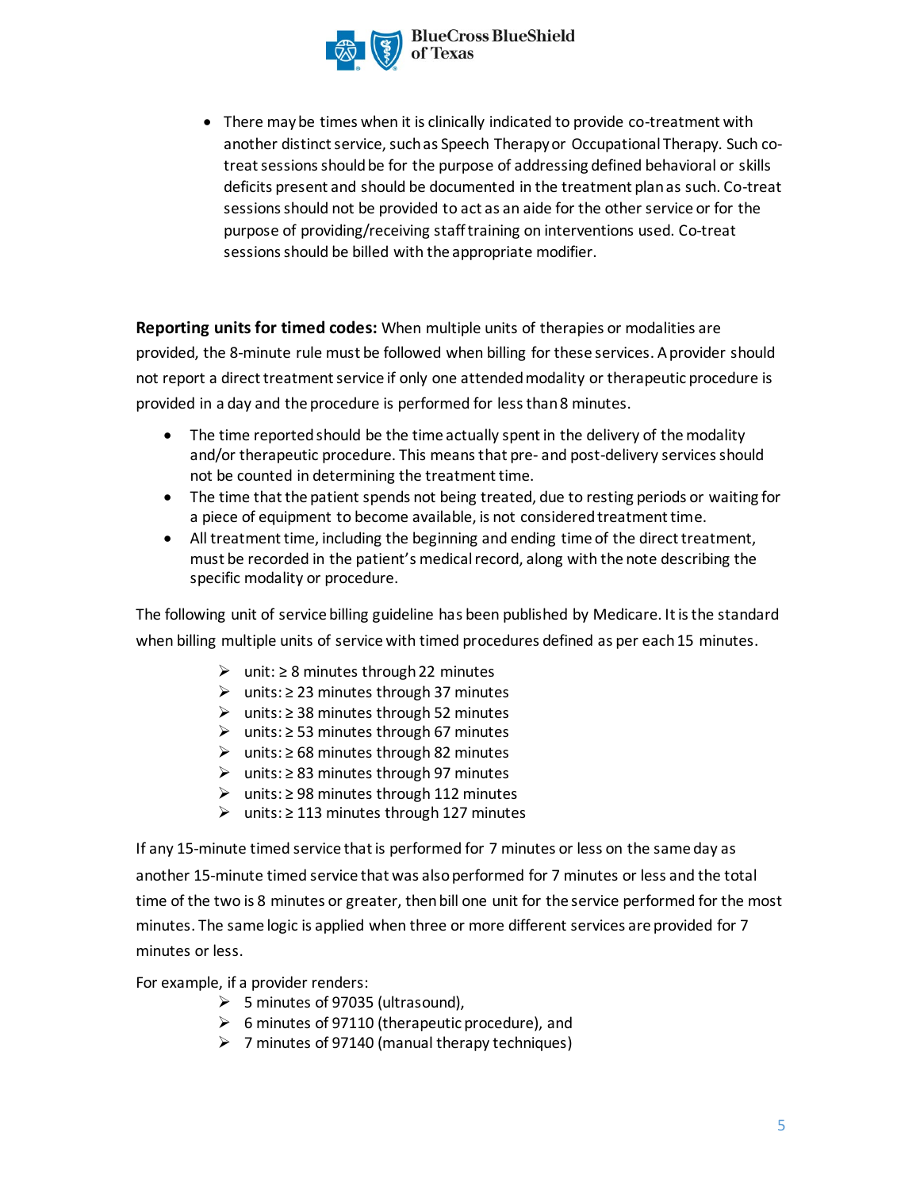- There may be times when it is clinically indicated to provide co-treatment with another distinct service, such as Speech Therapy or Occupational Therapy. Such co-treat sessions should be for the purpose of addressing defined behavioral or skills deficits present and should be documented in the treatment plan as such. Co-treat sessions should not be provided to act as an aide for the other service or for the purpose of providing/receiving staff training on interventions used. Co-treat sessions should be billed with the appropriate modifier.

**Reporting units for timed codes:** When multiple units of therapies or modalities are provided, the 8-minute rule must be followed when billing for these services. A provider should not report a direct treatment service if only one attended modality or therapeutic procedure is provided in a day and the procedure is performed for less than 8 minutes.

- The time reported should be the time actually spent in the delivery of the modality and/or therapeutic procedure. This means that pre- and post-delivery services should not be counted in determining the treatment time.
- The time that the patient spends not being treated, due to resting periods or waiting for a piece of equipment to become available, is not considered treatment time.
- All treatment time, including the beginning and ending time of the direct treatment, must be recorded in the patient's medical record, along with the note describing the specific modality or procedure.

The following unit of service billing guideline has been published by Medicare. It is the standard when billing multiple units of service with timed procedures defined as per each 15 minutes.

- unit: ≥ 8 minutes through 22 minutes
- units: ≥ 23 minutes through 37 minutes
- units: ≥ 38 minutes through 52 minutes
- units: ≥ 53 minutes through 67 minutes
- units: ≥ 68 minutes through 82 minutes
- units: ≥ 83 minutes through 97 minutes
- units: ≥ 98 minutes through 112 minutes
- units: ≥ 113 minutes through 127 minutes

If any 15-minute timed service that is performed for 7 minutes or less on the same day as another 15-minute timed service that was also performed for 7 minutes or less and the total time of the two is 8 minutes or greater, then bill one unit for the service performed for the most minutes. The same logic is applied when three or more different services are provided for 7 minutes or less.

For example, if a provider renders:

- 5 minutes of 97035 (ultrasound),
- 6 minutes of 97110 (therapeutic procedure), and
- 7 minutes of 97140 (manual therapy techniques)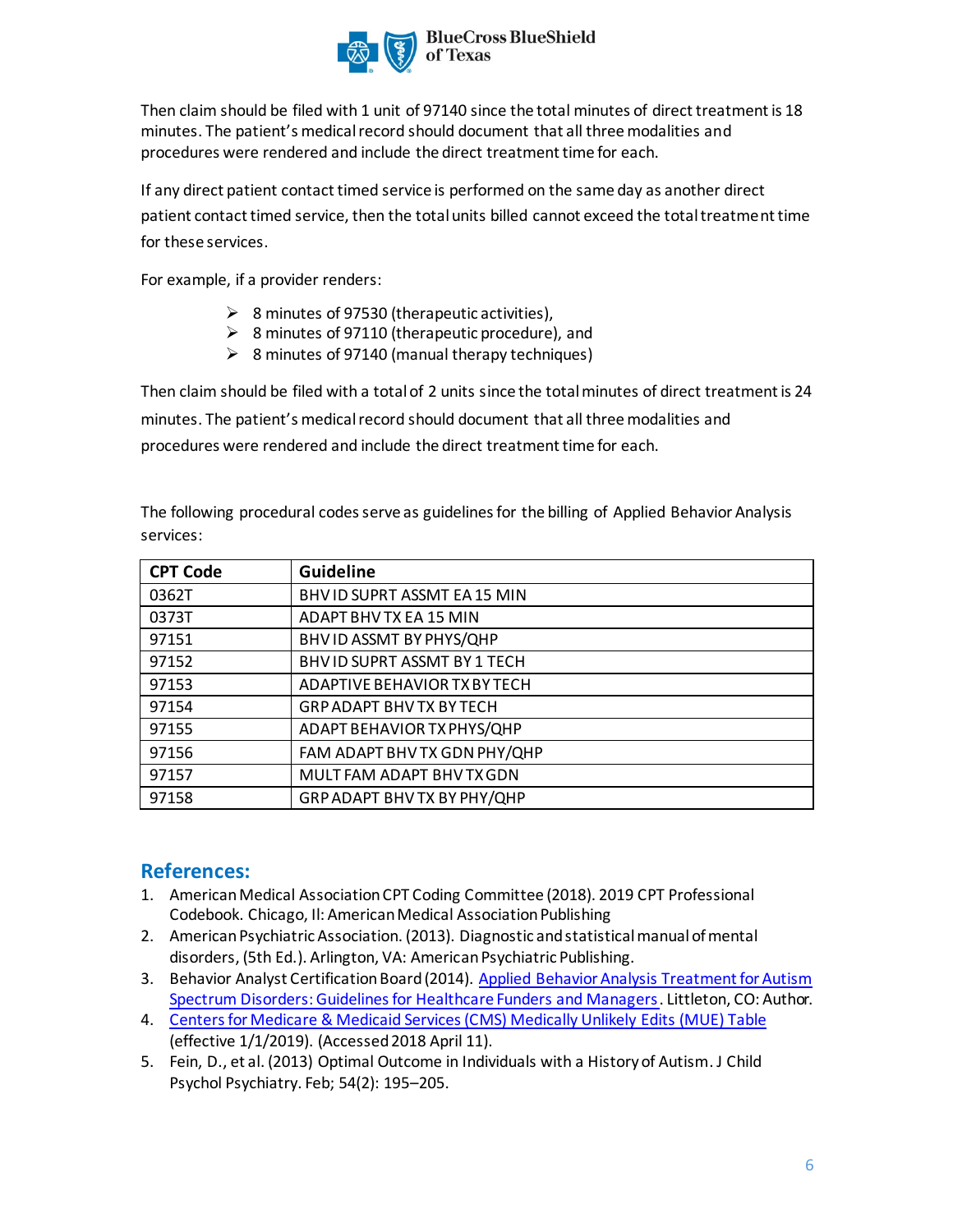Then claim should be filed with 1 unit of 97140 since the total minutes of direct treatment is 18 minutes. The patient's medical record should document that all three modalities and procedures were rendered and include the direct treatment time for each.

If any direct patient contact timed service is performed on the same day as another direct patient contact timed service, then the total units billed cannot exceed the total treatment time for these services.

For example, if a provider renders:

- 8 minutes of 97530 (therapeutic activities),
- 8 minutes of 97110 (therapeutic procedure), and
- 8 minutes of 97140 (manual therapy techniques)

Then claim should be filed with a total of 2 units since the total minutes of direct treatment is 24 minutes. The patient's medical record should document that all three modalities and procedures were rendered and include the direct treatment time for each.

The following procedural codes serve as guidelines for the billing of Applied Behavior Analysis services:

| CPT Code | Guideline |
|---|---|
| 0362T | BHV ID SUPRT ASSMT EA 15 MIN |
| 0373T | ADAPT BHV TX EA 15 MIN |
| 97151 | BHV ID ASSMT BY PHYS/QHP |
| 97152 | BHV ID SUPRT ASSMT BY 1 TECH |
| 97153 | ADAPTIVE BEHAVIOR TX BY TECH |
| 97154 | GRP ADAPT BHV TX BY TECH |
| 97155 | ADAPT BEHAVIOR TX PHYS/QHP |
| 97156 | FAM ADAPT BHV TX GDN PHY/QHP |
| 97157 | MULT FAM ADAPT BHV TX GDN |
| 97158 | GRP ADAPT BHV TX BY PHY/QHP |

## References:

1. American Medical Association CPT Coding Committee (2018). 2019 CPT Professional Codebook. Chicago, Il: American Medical Association Publishing
2. American Psychiatric Association. (2013). Diagnostic and statistical manual of mental disorders, (5th Ed.). Arlington, VA: American Psychiatric Publishing.
3. Behavior Analyst Certification Board (2014). Applied Behavior Analysis Treatment for Autism Spectrum Disorders: Guidelines for Healthcare Funders and Managers. Littleton, CO: Author.
4. Centers for Medicare & Medicaid Services (CMS) Medically Unlikely Edits (MUE) Table (effective 1/1/2019). (Accessed 2018 April 11).
5. Fein, D., et al. (2013) Optimal Outcome in Individuals with a History of Autism. J Child Psychol Psychiatry. Feb; 54(2): 195–205.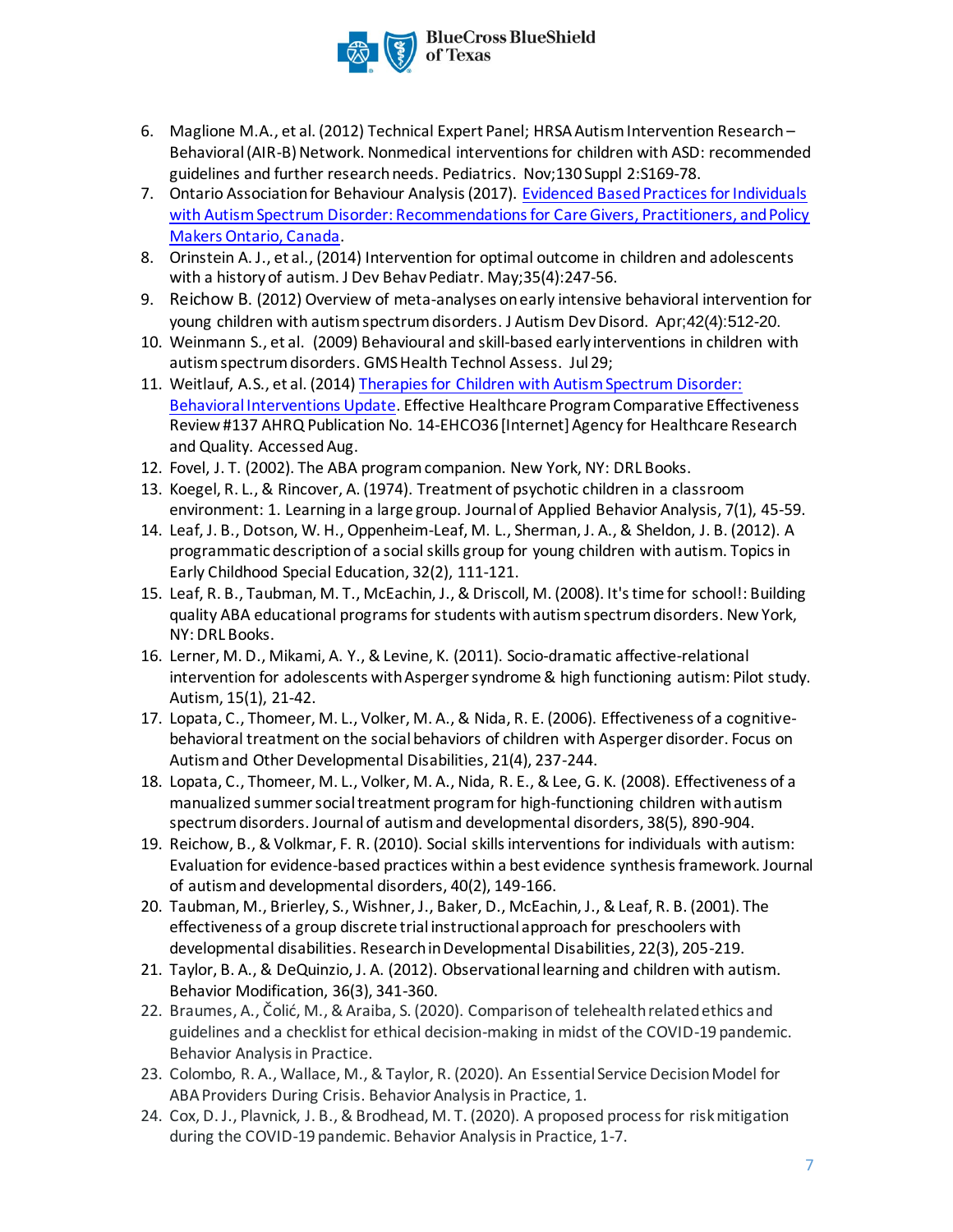6. Maglione M.A., et al. (2012) Technical Expert Panel; HRSA Autism Intervention Research – Behavioral (AIR-B) Network. Nonmedical interventions for children with ASD: recommended guidelines and further research needs. Pediatrics. Nov;130 Suppl 2:S169-78.
7. Ontario Association for Behaviour Analysis (2017). Evidenced Based Practices for Individuals with Autism Spectrum Disorder: Recommendations for Care Givers, Practitioners, and Policy Makers Ontario, Canada.
8. Orinstein A. J., et al., (2014) Intervention for optimal outcome in children and adolescents with a history of autism. J Dev Behav Pediatr. May;35(4):247-56.
9. Reichow B. (2012) Overview of meta-analyses on early intensive behavioral intervention for young children with autism spectrum disorders. J Autism Dev Disord. Apr;42(4):512-20.
10. Weinmann S., et al. (2009) Behavioural and skill-based early interventions in children with autism spectrum disorders. GMS Health Technol Assess. Jul 29;
11. Weitlauf, A.S., et al. (2014) Therapies for Children with Autism Spectrum Disorder: Behavioral Interventions Update. Effective Healthcare Program Comparative Effectiveness Review #137 AHRQ Publication No. 14-EHCO36 [Internet] Agency for Healthcare Research and Quality. Accessed Aug.
12. Fovel, J. T. (2002). The ABA program companion. New York, NY: DRL Books.
13. Koegel, R. L., & Rincover, A. (1974). Treatment of psychotic children in a classroom environment: 1. Learning in a large group. Journal of Applied Behavior Analysis, 7(1), 45-59.
14. Leaf, J. B., Dotson, W. H., Oppenheim-Leaf, M. L., Sherman, J. A., & Sheldon, J. B. (2012). A programmatic description of a social skills group for young children with autism. Topics in Early Childhood Special Education, 32(2), 111-121.
15. Leaf, R. B., Taubman, M. T., McEachin, J., & Driscoll, M. (2008). It's time for school!: Building quality ABA educational programs for students with autism spectrum disorders. New York, NY: DRL Books.
16. Lerner, M. D., Mikami, A. Y., & Levine, K. (2011). Socio-dramatic affective-relational intervention for adolescents with Asperger syndrome & high functioning autism: Pilot study. Autism, 15(1), 21-42.
17. Lopata, C., Thomeer, M. L., Volker, M. A., & Nida, R. E. (2006). Effectiveness of a cognitive-behavioral treatment on the social behaviors of children with Asperger disorder. Focus on Autism and Other Developmental Disabilities, 21(4), 237-244.
18. Lopata, C., Thomeer, M. L., Volker, M. A., Nida, R. E., & Lee, G. K. (2008). Effectiveness of a manualized summer social treatment program for high-functioning children with autism spectrum disorders. Journal of autism and developmental disorders, 38(5), 890-904.
19. Reichow, B., & Volkmar, F. R. (2010). Social skills interventions for individuals with autism: Evaluation for evidence-based practices within a best evidence synthesis framework. Journal of autism and developmental disorders, 40(2), 149-166.
20. Taubman, M., Brierley, S., Wishner, J., Baker, D., McEachin, J., & Leaf, R. B. (2001). The effectiveness of a group discrete trial instructional approach for preschoolers with developmental disabilities. Research in Developmental Disabilities, 22(3), 205-219.
21. Taylor, B. A., & DeQuinzio, J. A. (2012). Observational learning and children with autism. Behavior Modification, 36(3), 341-360.
22. Braumes, A., Čolić, M., & Araiba, S. (2020). Comparison of telehealth related ethics and guidelines and a checklist for ethical decision-making in midst of the COVID-19 pandemic. Behavior Analysis in Practice.
23. Colombo, R. A., Wallace, M., & Taylor, R. (2020). An Essential Service Decision Model for ABA Providers During Crisis. Behavior Analysis in Practice, 1.
24. Cox, D. J., Plavnick, J. B., & Brodhead, M. T. (2020). A proposed process for risk mitigation during the COVID-19 pandemic. Behavior Analysis in Practice, 1-7.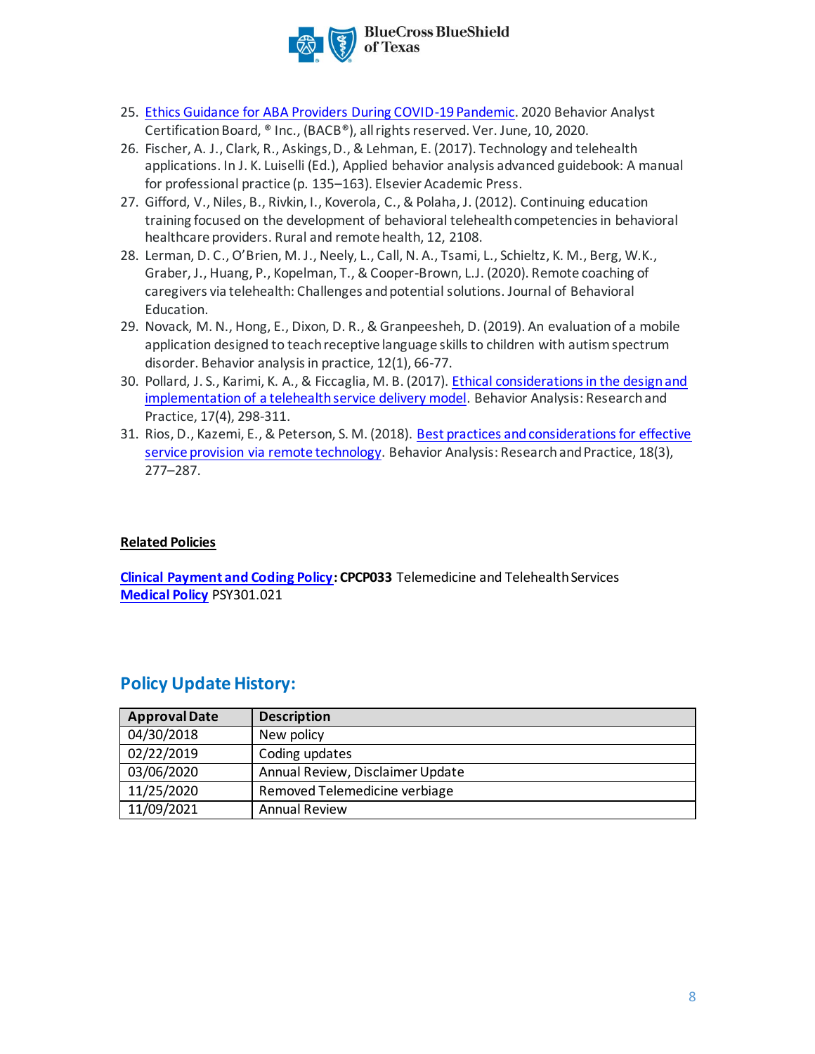25. Ethics Guidance for ABA Providers During COVID-19 Pandemic. 2020 Behavior Analyst Certification Board, ® Inc., (BACB®), all rights reserved. Ver. June, 10, 2020.
26. Fischer, A. J., Clark, R., Askings, D., & Lehman, E. (2017). Technology and telehealth applications. In J. K. Luiselli (Ed.), Applied behavior analysis advanced guidebook: A manual for professional practice (p. 135–163). Elsevier Academic Press.
27. Gifford, V., Niles, B., Rivkin, I., Koverola, C., & Polaha, J. (2012). Continuing education training focused on the development of behavioral telehealth competencies in behavioral healthcare providers. Rural and remote health, 12, 2108.
28. Lerman, D. C., O'Brien, M. J., Neely, L., Call, N. A., Tsami, L., Schieltz, K. M., Berg, W.K., Graber, J., Huang, P., Kopelman, T., & Cooper-Brown, L.J. (2020). Remote coaching of caregivers via telehealth: Challenges and potential solutions. Journal of Behavioral Education.
29. Novack, M. N., Hong, E., Dixon, D. R., & Granpeesheh, D. (2019). An evaluation of a mobile application designed to teach receptive language skills to children with autism spectrum disorder. Behavior analysis in practice, 12(1), 66-77.
30. Pollard, J. S., Karimi, K. A., & Ficcaglia, M. B. (2017). Ethical considerations in the design and implementation of a telehealth service delivery model. Behavior Analysis: Research and Practice, 17(4), 298-311.
31. Rios, D., Kazemi, E., & Peterson, S. M. (2018). Best practices and considerations for effective service provision via remote technology. Behavior Analysis: Research and Practice, 18(3), 277–287.

**Related Policies**

**Clinical Payment and Coding Policy: CPCP033** Telemedicine and Telehealth Services
**Medical Policy** PSY301.021

## Policy Update History:

| Approval Date | Description |
|---|---|
| 04/30/2018 | New policy |
| 02/22/2019 | Coding updates |
| 03/06/2020 | Annual Review, Disclaimer Update |
| 11/25/2020 | Removed Telemedicine verbiage |
| 11/09/2021 | Annual Review |